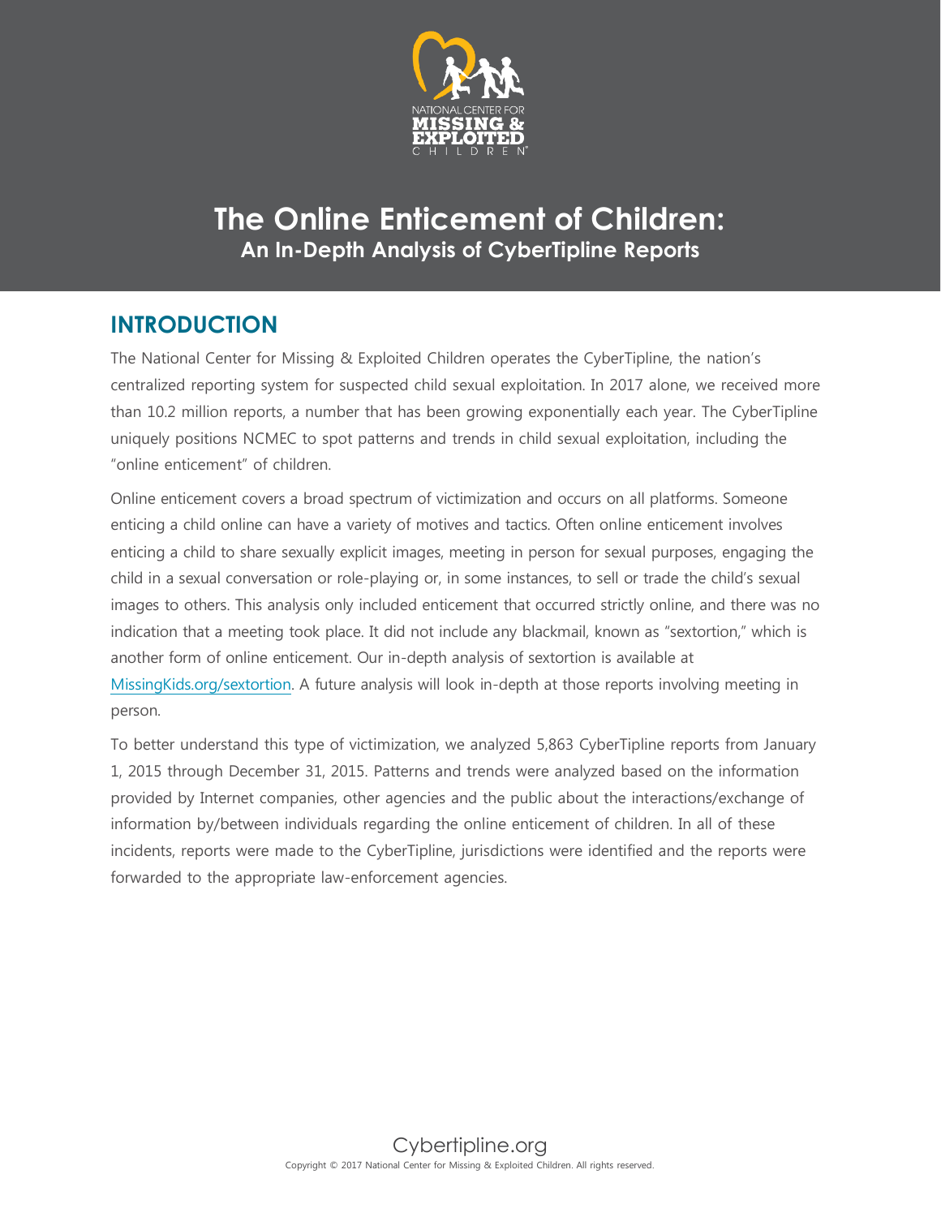# The Online Enticement of Children:
## An In-Depth Analysis of CyberTipline Reports

## INTRODUCTION

The National Center for Missing & Exploited Children operates the CyberTipline, the nation's centralized reporting system for suspected child sexual exploitation. In 2017 alone, we received more than 10.2 million reports, a number that has been growing exponentially each year. The CyberTipline uniquely positions NCMEC to spot patterns and trends in child sexual exploitation, including the "online enticement" of children.

Online enticement covers a broad spectrum of victimization and occurs on all platforms. Someone enticing a child online can have a variety of motives and tactics. Often online enticement involves enticing a child to share sexually explicit images, meeting in person for sexual purposes, engaging the child in a sexual conversation or role-playing or, in some instances, to sell or trade the child's sexual images to others. This analysis only included enticement that occurred strictly online, and there was no indication that a meeting took place. It did not include any blackmail, known as "sextortion," which is another form of online enticement. Our in-depth analysis of sextortion is available at MissingKids.org/sextortion. A future analysis will look in-depth at those reports involving meeting in person.

To better understand this type of victimization, we analyzed 5,863 CyberTipline reports from January 1, 2015 through December 31, 2015. Patterns and trends were analyzed based on the information provided by Internet companies, other agencies and the public about the interactions/exchange of information by/between individuals regarding the online enticement of children. In all of these incidents, reports were made to the CyberTipline, jurisdictions were identified and the reports were forwarded to the appropriate law-enforcement agencies.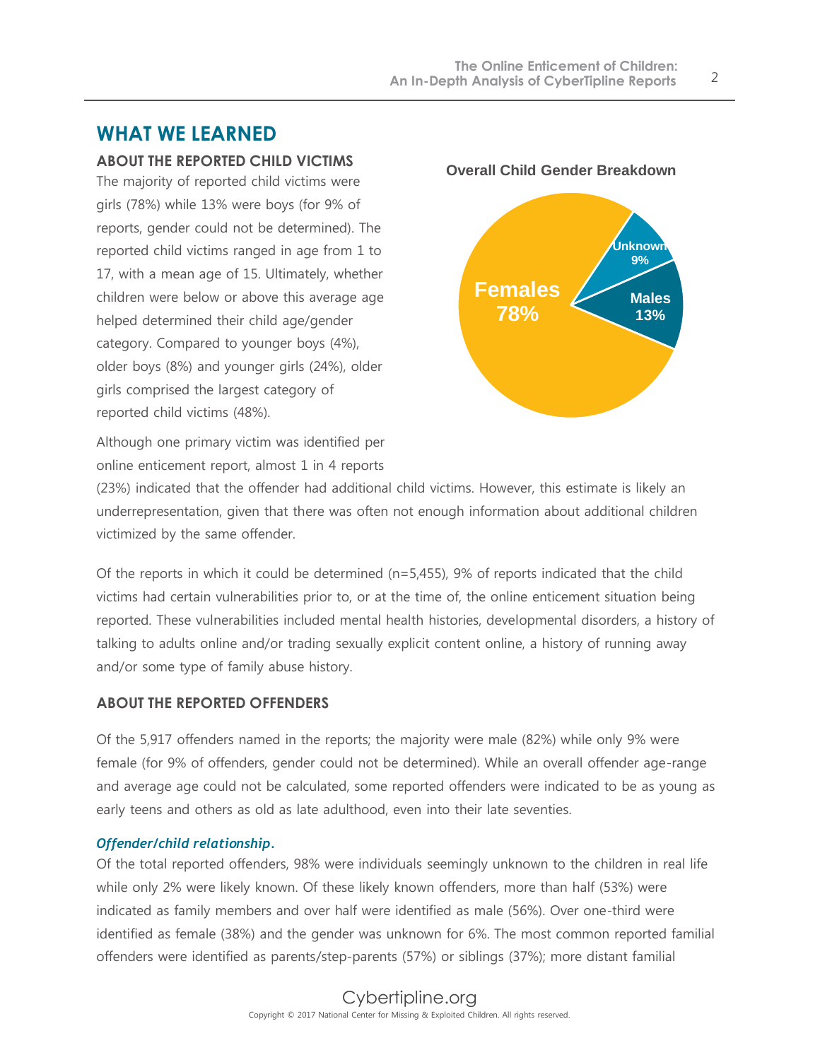## WHAT WE LEARNED

### ABOUT THE REPORTED CHILD VICTIMS

The majority of reported child victims were girls (78%) while 13% were boys (for 9% of reports, gender could not be determined). The reported child victims ranged in age from 1 to 17, with a mean age of 15. Ultimately, whether children were below or above this average age helped determined their child age/gender category. Compared to younger boys (4%), older boys (8%) and younger girls (24%), older girls comprised the largest category of reported child victims (48%).

**Overall Child Gender Breakdown**

| Category | Percentage |
|---|---|
| Females | 78% |
| Males | 13% |
| Unknown | 9% |

Although one primary victim was identified per online enticement report, almost 1 in 4 reports (23%) indicated that the offender had additional child victims. However, this estimate is likely an underrepresentation, given that there was often not enough information about additional children victimized by the same offender.

Of the reports in which it could be determined (n=5,455), 9% of reports indicated that the child victims had certain vulnerabilities prior to, or at the time of, the online enticement situation being reported. These vulnerabilities included mental health histories, developmental disorders, a history of talking to adults online and/or trading sexually explicit content online, a history of running away and/or some type of family abuse history.

### ABOUT THE REPORTED OFFENDERS

Of the 5,917 offenders named in the reports; the majority were male (82%) while only 9% were female (for 9% of offenders, gender could not be determined). While an overall offender age-range and average age could not be calculated, some reported offenders were indicated to be as young as early teens and others as old as late adulthood, even into their late seventies.

***Offender/child relationship.***

Of the total reported offenders, 98% were individuals seemingly unknown to the children in real life while only 2% were likely known. Of these likely known offenders, more than half (53%) were indicated as family members and over half were identified as male (56%). Over one-third were identified as female (38%) and the gender was unknown for 6%. The most common reported familial offenders were identified as parents/step-parents (57%) or siblings (37%); more distant familial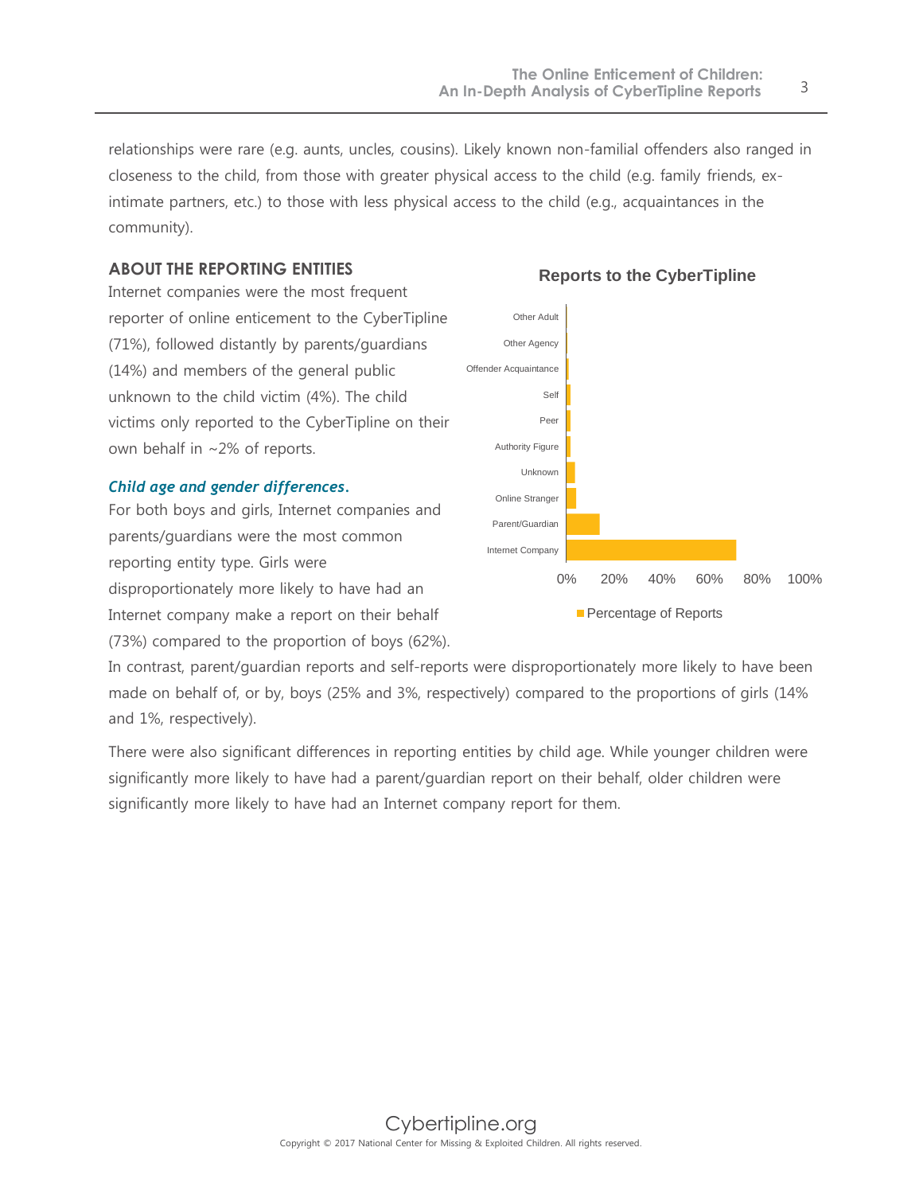relationships were rare (e.g. aunts, uncles, cousins). Likely known non-familial offenders also ranged in closeness to the child, from those with greater physical access to the child (e.g. family friends, ex-intimate partners, etc.) to those with less physical access to the child (e.g., acquaintances in the community).

## ABOUT THE REPORTING ENTITIES

Internet companies were the most frequent reporter of online enticement to the CyberTipline (71%), followed distantly by parents/guardians (14%) and members of the general public unknown to the child victim (4%). The child victims only reported to the CyberTipline on their own behalf in ~2% of reports.

**Reports to the CyberTipline**

Other Adult
Other Agency
Offender Acquaintance
Self
Peer
Authority Figure
Unknown
Online Stranger
Parent/Guardian
Internet Company

0% 20% 40% 60% 80% 100%

Percentage of Reports

### *Child age and gender differences.*

For both boys and girls, Internet companies and parents/guardians were the most common reporting entity type. Girls were disproportionately more likely to have had an Internet company make a report on their behalf (73%) compared to the proportion of boys (62%). In contrast, parent/guardian reports and self-reports were disproportionately more likely to have been made on behalf of, or by, boys (25% and 3%, respectively) compared to the proportions of girls (14% and 1%, respectively).

There were also significant differences in reporting entities by child age. While younger children were significantly more likely to have had a parent/guardian report on their behalf, older children were significantly more likely to have had an Internet company report for them.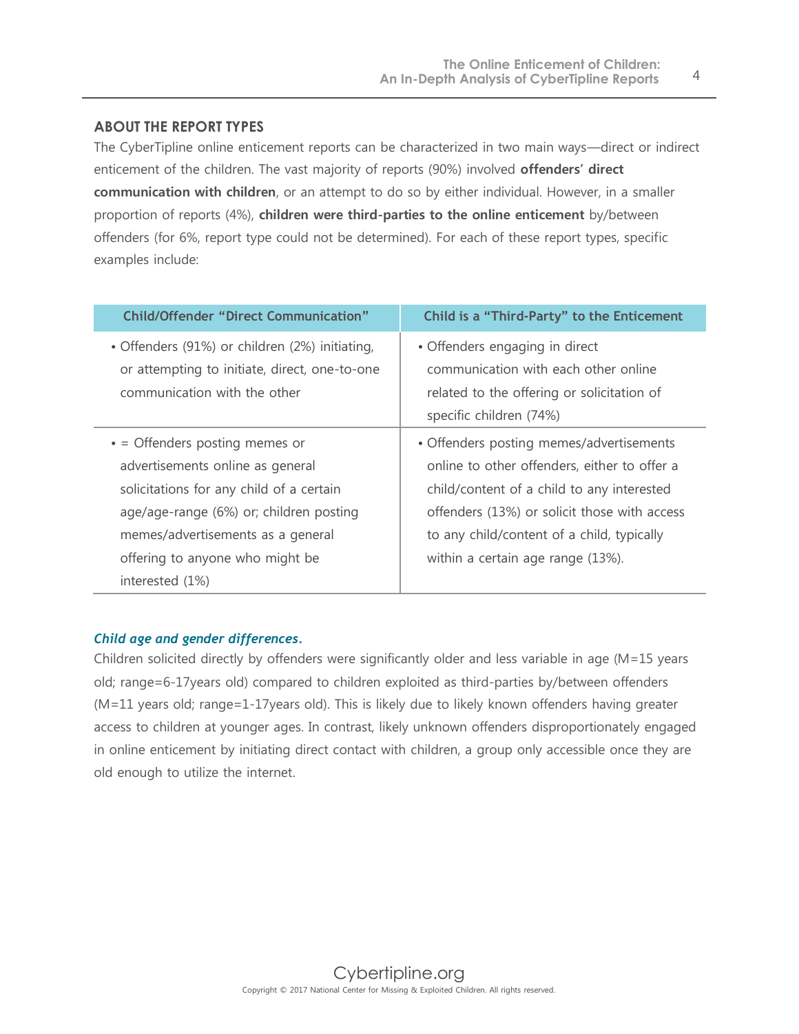## ABOUT THE REPORT TYPES

The CyberTipline online enticement reports can be characterized in two main ways—direct or indirect enticement of the children. The vast majority of reports (90%) involved **offenders' direct communication with children**, or an attempt to do so by either individual. However, in a smaller proportion of reports (4%), **children were third-parties to the online enticement** by/between offenders (for 6%, report type could not be determined). For each of these report types, specific examples include:

| Child/Offender "Direct Communication" | Child is a "Third-Party" to the Enticement |
|---|---|
| • Offenders (91%) or children (2%) initiating, or attempting to initiate, direct, one-to-one communication with the other | • Offenders engaging in direct communication with each other online related to the offering or solicitation of specific children (74%) |
| • = Offenders posting memes or advertisements online as general solicitations for any child of a certain age/age-range (6%) or; children posting memes/advertisements as a general offering to anyone who might be interested (1%) | • Offenders posting memes/advertisements online to other offenders, either to offer a child/content of a child to any interested offenders (13%) or solicit those with access to any child/content of a child, typically within a certain age range (13%). |

***Child age and gender differences.***

Children solicited directly by offenders were significantly older and less variable in age (M=15 years old; range=6-17years old) compared to children exploited as third-parties by/between offenders (M=11 years old; range=1-17years old). This is likely due to likely known offenders having greater access to children at younger ages. In contrast, likely unknown offenders disproportionately engaged in online enticement by initiating direct contact with children, a group only accessible once they are old enough to utilize the internet.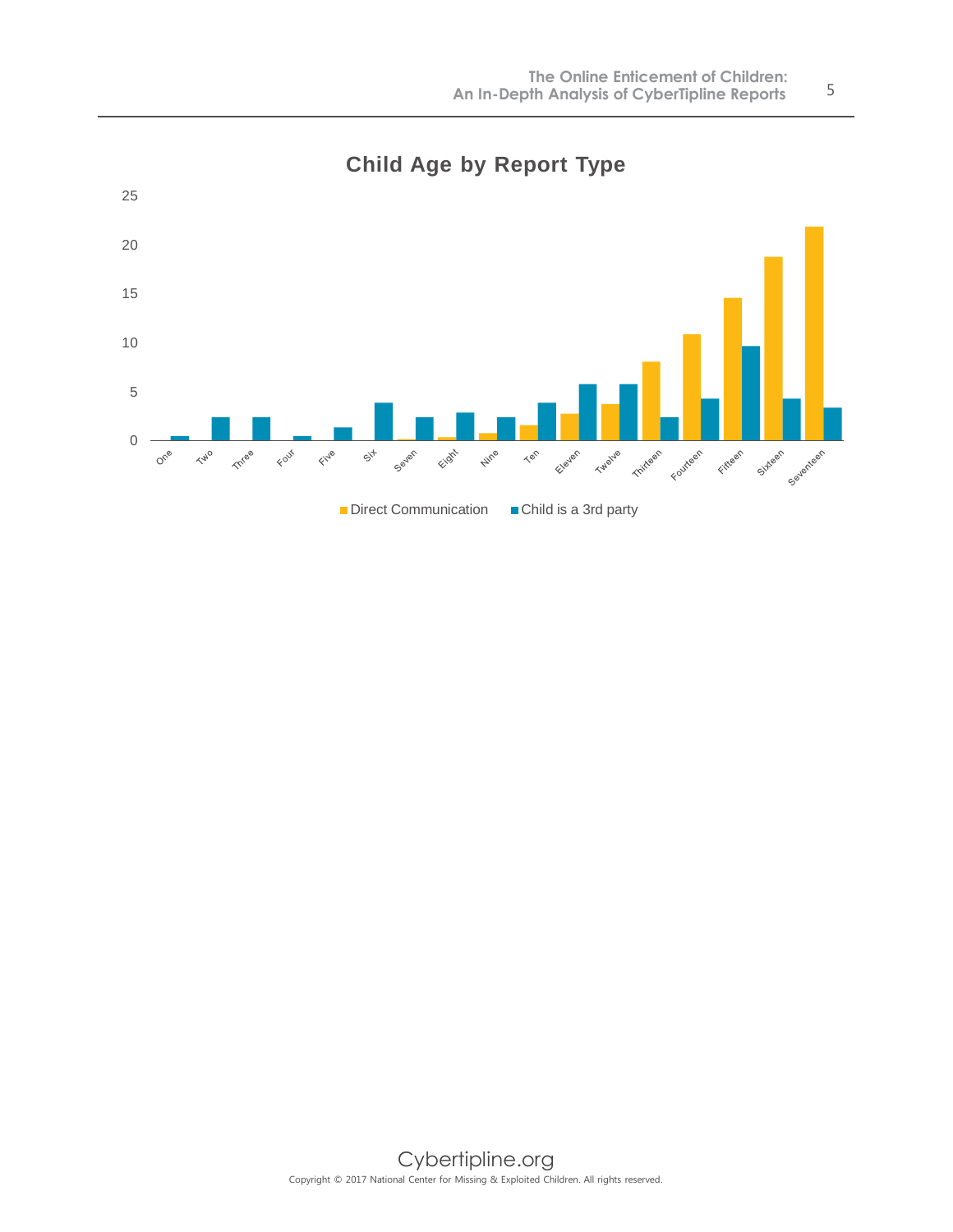## Child Age by Report Type

| Age | Direct Communication | Child is a 3rd party |
|---|---|---|
| One | 0 | 0.5 |
| Two | 0 | 2.4 |
| Three | 0 | 2.4 |
| Four | 0 | 0.5 |
| Five | 0 | 1.4 |
| Six | 0 | 3.9 |
| Seven | 0.2 | 2.4 |
| Eight | 0.4 | 2.9 |
| Nine | 0.8 | 2.4 |
| Ten | 1.6 | 3.9 |
| Eleven | 2.8 | 5.8 |
| Twelve | 3.8 | 5.8 |
| Thirteen | 8.1 | 2.4 |
| Fourteen | 10.9 | 4.3 |
| Fifteen | 14.6 | 9.7 |
| Sixteen | 18.8 | 4.3 |
| Seventeen | 21.9 | 3.4 |

*Values estimated from chart.*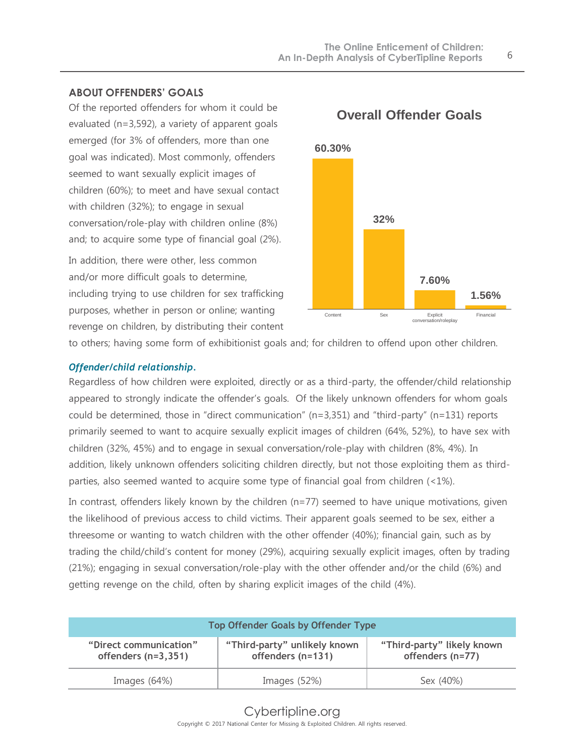## ABOUT OFFENDERS' GOALS

Of the reported offenders for whom it could be evaluated (n=3,592), a variety of apparent goals emerged (for 3% of offenders, more than one goal was indicated). Most commonly, offenders seemed to want sexually explicit images of children (60%); to meet and have sexual contact with children (32%); to engage in sexual conversation/role-play with children online (8%) and; to acquire some type of financial goal (2%).

In addition, there were other, less common and/or more difficult goals to determine, including trying to use children for sex trafficking purposes, whether in person or online; wanting revenge on children, by distributing their content to others; having some form of exhibitionist goals and; for children to offend upon other children.

**Overall Offender Goals**

| Content | Sex | Explicit conversation/roleplay | Financial |
|---|---|---|---|
| 60.30% | 32% | 7.60% | 1.56% |

### *Offender/child relationship.*

Regardless of how children were exploited, directly or as a third-party, the offender/child relationship appeared to strongly indicate the offender's goals. Of the likely unknown offenders for whom goals could be determined, those in "direct communication" (n=3,351) and "third-party" (n=131) reports primarily seemed to want to acquire sexually explicit images of children (64%, 52%), to have sex with children (32%, 45%) and to engage in sexual conversation/role-play with children (8%, 4%). In addition, likely unknown offenders soliciting children directly, but not those exploiting them as third-parties, also seemed wanted to acquire some type of financial goal from children (<1%).

In contrast, offenders likely known by the children (n=77) seemed to have unique motivations, given the likelihood of previous access to child victims. Their apparent goals seemed to be sex, either a threesome or wanting to watch children with the other offender (40%); financial gain, such as by trading the child/child's content for money (29%), acquiring sexually explicit images, often by trading (21%); engaging in sexual conversation/role-play with the other offender and/or the child (6%) and getting revenge on the child, often by sharing explicit images of the child (4%).

| Top Offender Goals by Offender Type | | |
|---|---|---|
| **"Direct communication" offenders (n=3,351)** | **"Third-party" unlikely known offenders (n=131)** | **"Third-party" likely known offenders (n=77)** |
| Images (64%) | Images (52%) | Sex (40%) |

Cybertipline.org

Copyright © 2017 National Center for Missing & Exploited Children. All rights reserved.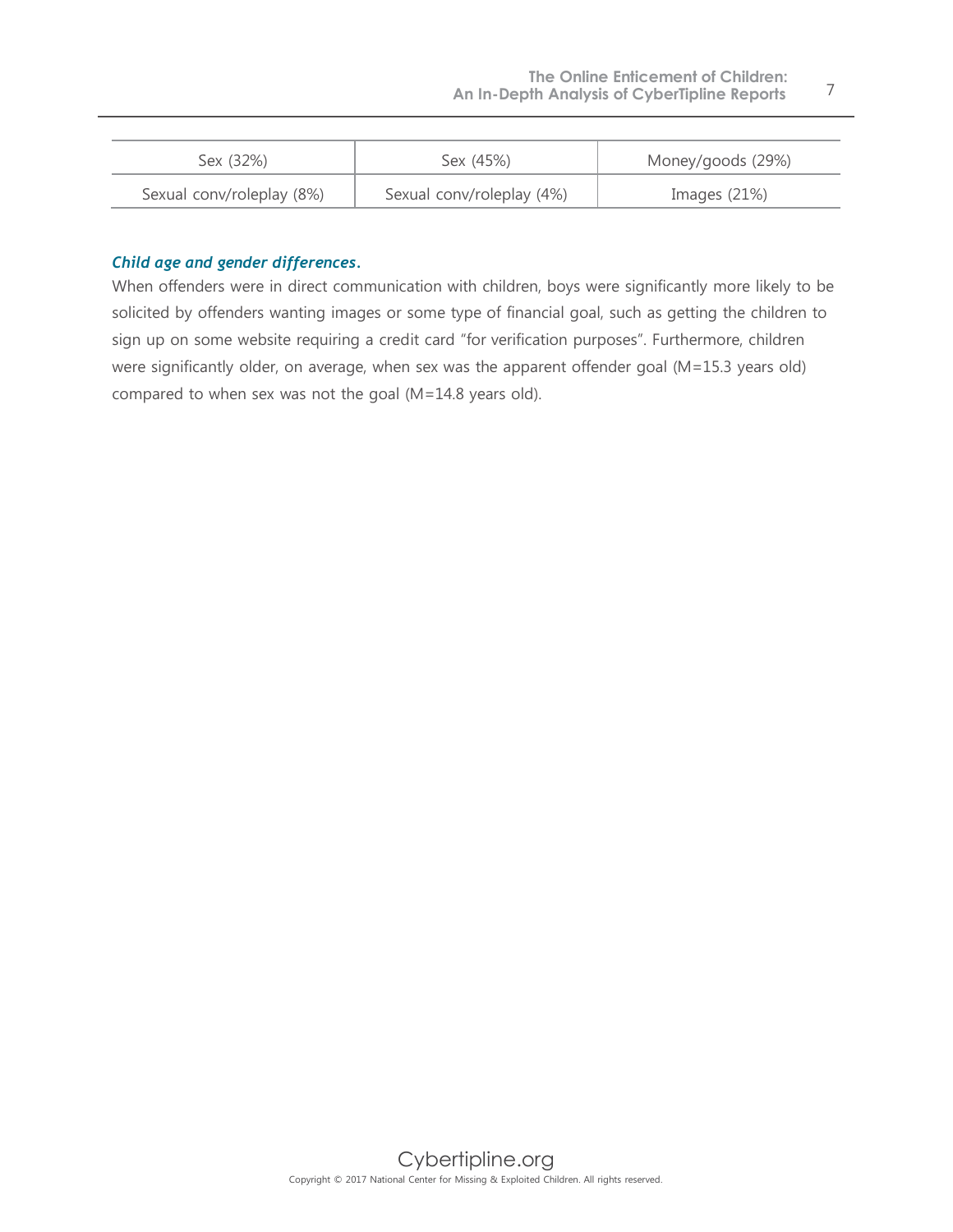| Sex (32%) | Sex (45%) | Money/goods (29%) |
| --- | --- | --- |
| Sexual conv/roleplay (8%) | Sexual conv/roleplay (4%) | Images (21%) |

***Child age and gender differences.***

When offenders were in direct communication with children, boys were significantly more likely to be solicited by offenders wanting images or some type of financial goal, such as getting the children to sign up on some website requiring a credit card "for verification purposes". Furthermore, children were significantly older, on average, when sex was the apparent offender goal (M=15.3 years old) compared to when sex was not the goal (M=14.8 years old).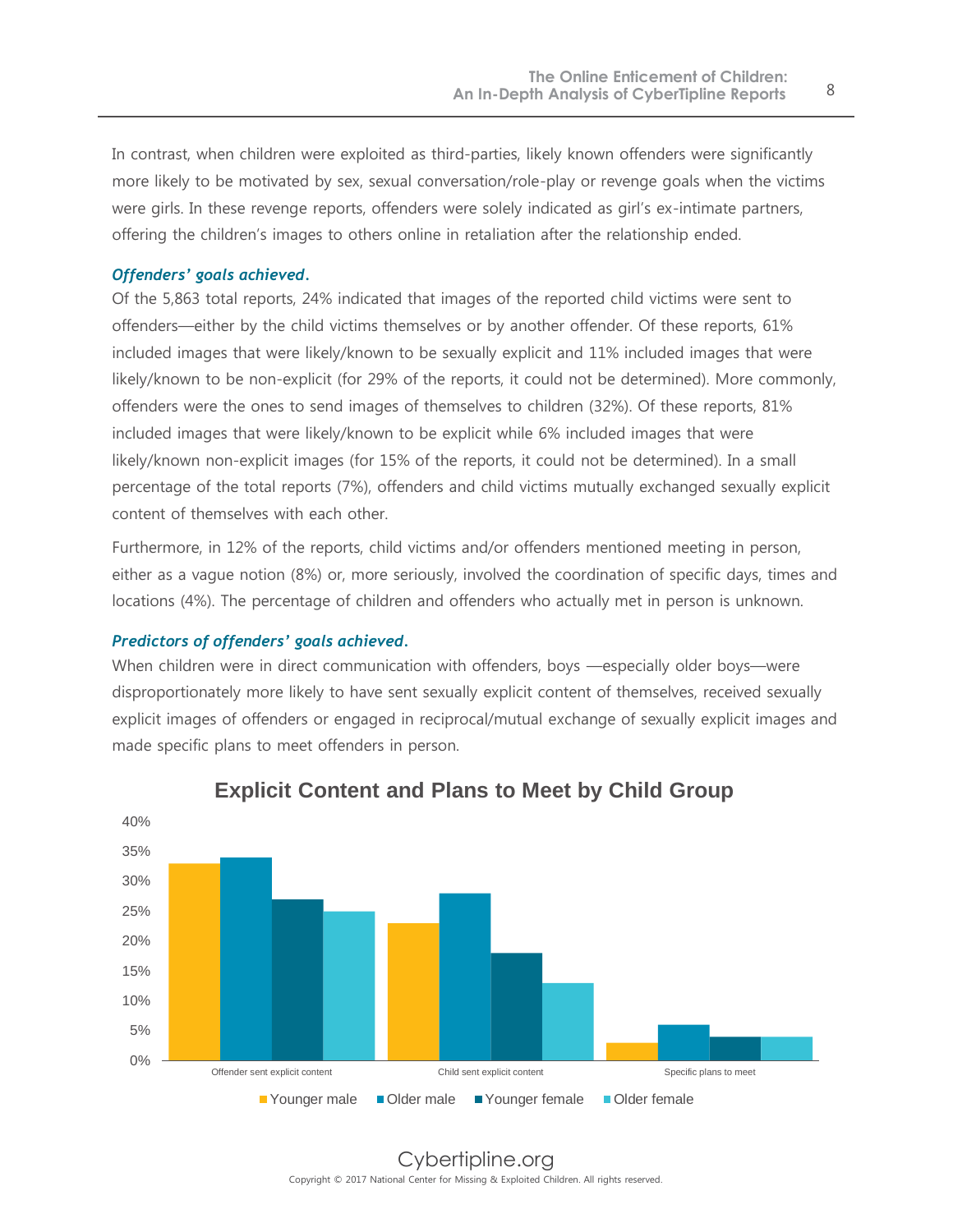In contrast, when children were exploited as third-parties, likely known offenders were significantly more likely to be motivated by sex, sexual conversation/role-play or revenge goals when the victims were girls. In these revenge reports, offenders were solely indicated as girl's ex-intimate partners, offering the children's images to others online in retaliation after the relationship ended.

### *Offenders' goals achieved.*

Of the 5,863 total reports, 24% indicated that images of the reported child victims were sent to offenders—either by the child victims themselves or by another offender. Of these reports, 61% included images that were likely/known to be sexually explicit and 11% included images that were likely/known to be non-explicit (for 29% of the reports, it could not be determined). More commonly, offenders were the ones to send images of themselves to children (32%). Of these reports, 81% included images that were likely/known to be explicit while 6% included images that were likely/known non-explicit images (for 15% of the reports, it could not be determined). In a small percentage of the total reports (7%), offenders and child victims mutually exchanged sexually explicit content of themselves with each other.

Furthermore, in 12% of the reports, child victims and/or offenders mentioned meeting in person, either as a vague notion (8%) or, more seriously, involved the coordination of specific days, times and locations (4%). The percentage of children and offenders who actually met in person is unknown.

### *Predictors of offenders' goals achieved.*

When children were in direct communication with offenders, boys —especially older boys—were disproportionately more likely to have sent sexually explicit content of themselves, received sexually explicit images of offenders or engaged in reciprocal/mutual exchange of sexually explicit images and made specific plans to meet offenders in person.

**Explicit Content and Plans to Meet by Child Group**

Categories: Offender sent explicit content; Child sent explicit content; Specific plans to meet

Legend: Younger male; Older male; Younger female; Older female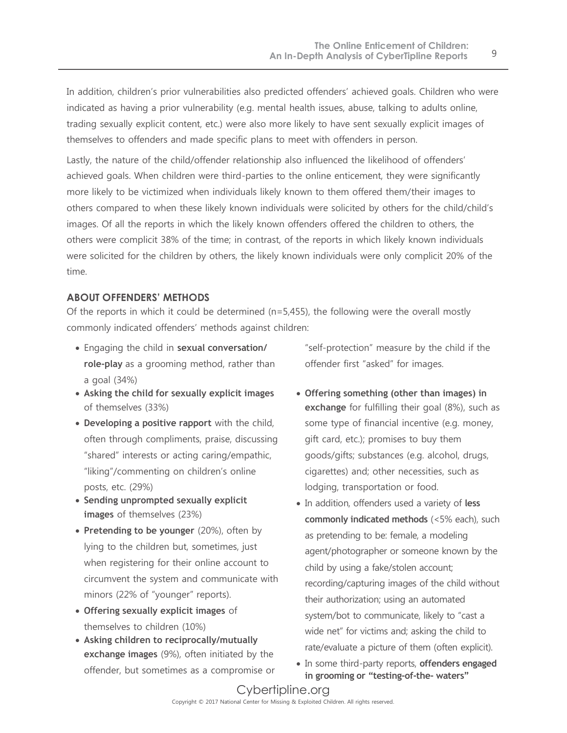In addition, children's prior vulnerabilities also predicted offenders' achieved goals. Children who were indicated as having a prior vulnerability (e.g. mental health issues, abuse, talking to adults online, trading sexually explicit content, etc.) were also more likely to have sent sexually explicit images of themselves to offenders and made specific plans to meet with offenders in person.

Lastly, the nature of the child/offender relationship also influenced the likelihood of offenders' achieved goals. When children were third-parties to the online enticement, they were significantly more likely to be victimized when individuals likely known to them offered them/their images to others compared to when these likely known individuals were solicited by others for the child/child's images. Of all the reports in which the likely known offenders offered the children to others, the others were complicit 38% of the time; in contrast, of the reports in which likely known individuals were solicited for the children by others, the likely known individuals were only complicit 20% of the time.

## ABOUT OFFENDERS' METHODS

Of the reports in which it could be determined (n=5,455), the following were the overall mostly commonly indicated offenders' methods against children:

- Engaging the child in **sexual conversation/ role-play** as a grooming method, rather than a goal (34%)
- **Asking the child for sexually explicit images** of themselves (33%)
- **Developing a positive rapport** with the child, often through compliments, praise, discussing "shared" interests or acting caring/empathic, "liking"/commenting on children's online posts, etc. (29%)
- **Sending unprompted sexually explicit images** of themselves (23%)
- **Pretending to be younger** (20%), often by lying to the children but, sometimes, just when registering for their online account to circumvent the system and communicate with minors (22% of "younger" reports).
- **Offering sexually explicit images** of themselves to children (10%)
- **Asking children to reciprocally/mutually exchange images** (9%), often initiated by the offender, but sometimes as a compromise or "self-protection" measure by the child if the offender first "asked" for images.
- **Offering something (other than images) in exchange** for fulfilling their goal (8%), such as some type of financial incentive (e.g. money, gift card, etc.); promises to buy them goods/gifts; substances (e.g. alcohol, drugs, cigarettes) and; other necessities, such as lodging, transportation or food.
- In addition, offenders used a variety of **less commonly indicated methods** (<5% each), such as pretending to be: female, a modeling agent/photographer or someone known by the child by using a fake/stolen account; recording/capturing images of the child without their authorization; using an automated system/bot to communicate, likely to "cast a wide net" for victims and; asking the child to rate/evaluate a picture of them (often explicit).
- In some third-party reports, **offenders engaged in grooming or "testing-of-the- waters"**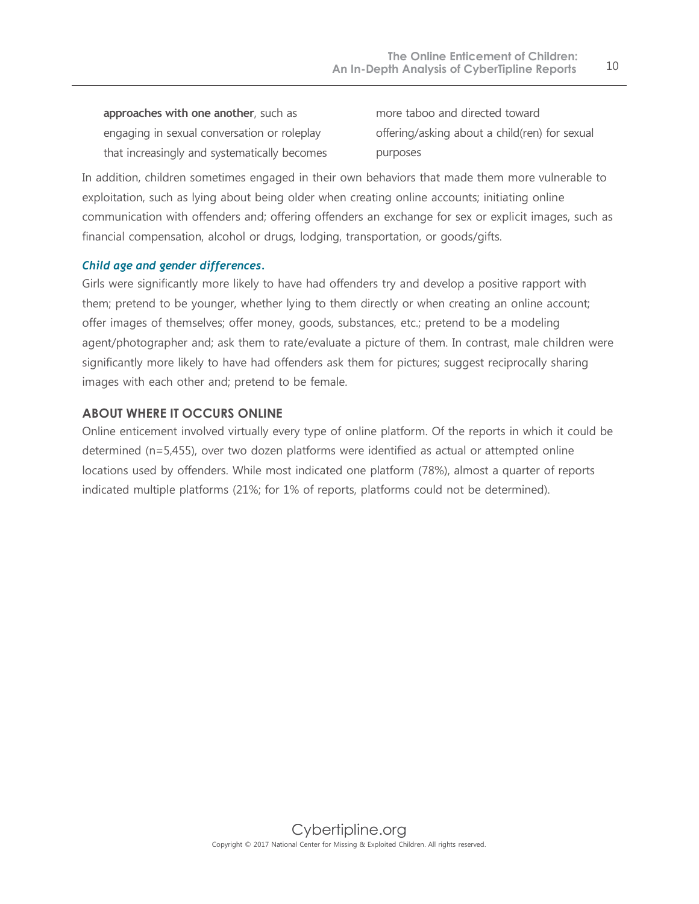**approaches with one another**, such as engaging in sexual conversation or roleplay that increasingly and systematically becomes more taboo and directed toward offering/asking about a child(ren) for sexual purposes

In addition, children sometimes engaged in their own behaviors that made them more vulnerable to exploitation, such as lying about being older when creating online accounts; initiating online communication with offenders and; offering offenders an exchange for sex or explicit images, such as financial compensation, alcohol or drugs, lodging, transportation, or goods/gifts.

***Child age and gender differences.***

Girls were significantly more likely to have had offenders try and develop a positive rapport with them; pretend to be younger, whether lying to them directly or when creating an online account; offer images of themselves; offer money, goods, substances, etc.; pretend to be a modeling agent/photographer and; ask them to rate/evaluate a picture of them. In contrast, male children were significantly more likely to have had offenders ask them for pictures; suggest reciprocally sharing images with each other and; pretend to be female.

## ABOUT WHERE IT OCCURS ONLINE

Online enticement involved virtually every type of online platform. Of the reports in which it could be determined (n=5,455), over two dozen platforms were identified as actual or attempted online locations used by offenders. While most indicated one platform (78%), almost a quarter of reports indicated multiple platforms (21%; for 1% of reports, platforms could not be determined).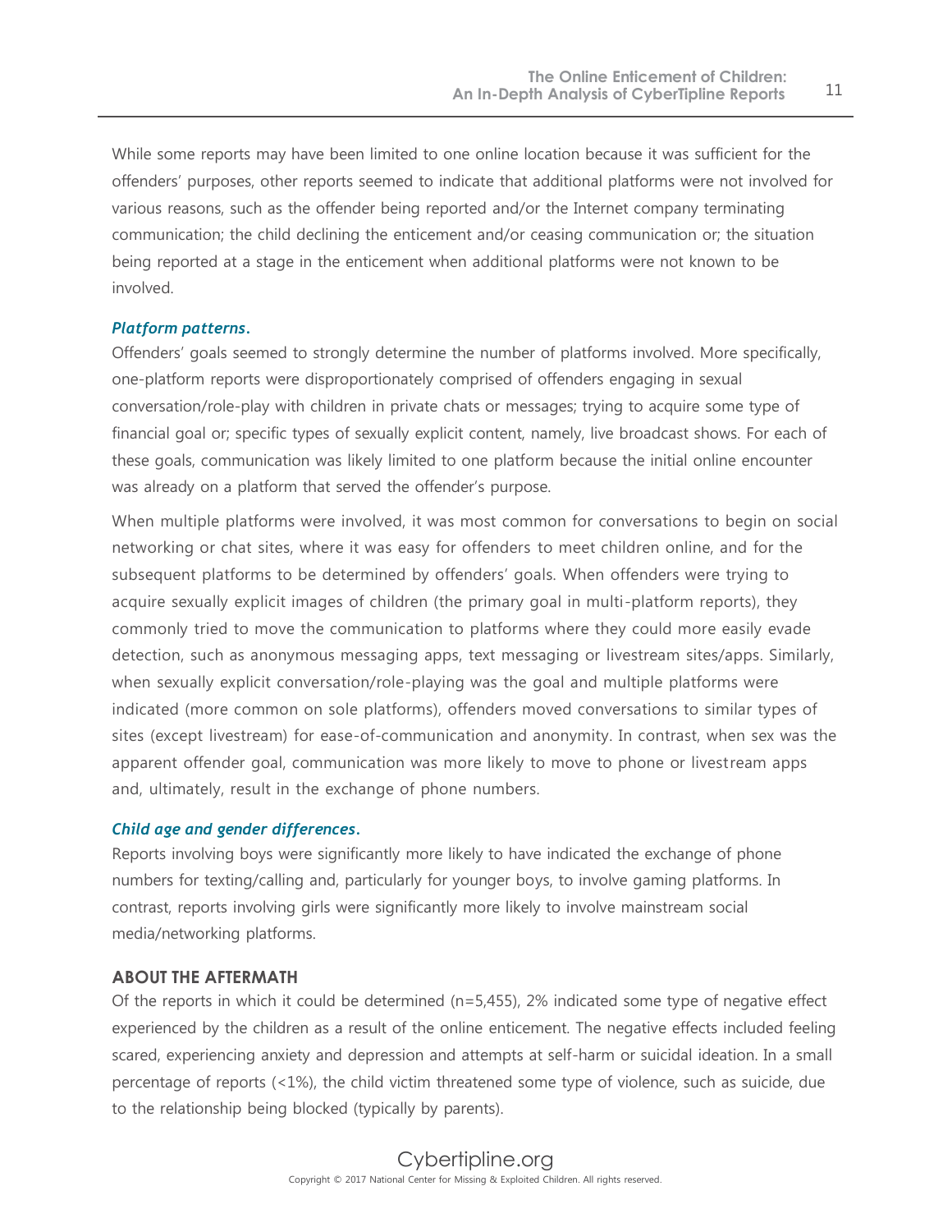While some reports may have been limited to one online location because it was sufficient for the offenders' purposes, other reports seemed to indicate that additional platforms were not involved for various reasons, such as the offender being reported and/or the Internet company terminating communication; the child declining the enticement and/or ceasing communication or; the situation being reported at a stage in the enticement when additional platforms were not known to be involved.

***Platform patterns.***

Offenders' goals seemed to strongly determine the number of platforms involved. More specifically, one-platform reports were disproportionately comprised of offenders engaging in sexual conversation/role-play with children in private chats or messages; trying to acquire some type of financial goal or; specific types of sexually explicit content, namely, live broadcast shows. For each of these goals, communication was likely limited to one platform because the initial online encounter was already on a platform that served the offender's purpose.

When multiple platforms were involved, it was most common for conversations to begin on social networking or chat sites, where it was easy for offenders to meet children online, and for the subsequent platforms to be determined by offenders' goals. When offenders were trying to acquire sexually explicit images of children (the primary goal in multi-platform reports), they commonly tried to move the communication to platforms where they could more easily evade detection, such as anonymous messaging apps, text messaging or livestream sites/apps. Similarly, when sexually explicit conversation/role-playing was the goal and multiple platforms were indicated (more common on sole platforms), offenders moved conversations to similar types of sites (except livestream) for ease-of-communication and anonymity. In contrast, when sex was the apparent offender goal, communication was more likely to move to phone or livestream apps and, ultimately, result in the exchange of phone numbers.

***Child age and gender differences.***

Reports involving boys were significantly more likely to have indicated the exchange of phone numbers for texting/calling and, particularly for younger boys, to involve gaming platforms. In contrast, reports involving girls were significantly more likely to involve mainstream social media/networking platforms.

## ABOUT THE AFTERMATH

Of the reports in which it could be determined (n=5,455), 2% indicated some type of negative effect experienced by the children as a result of the online enticement. The negative effects included feeling scared, experiencing anxiety and depression and attempts at self-harm or suicidal ideation. In a small percentage of reports (<1%), the child victim threatened some type of violence, such as suicide, due to the relationship being blocked (typically by parents).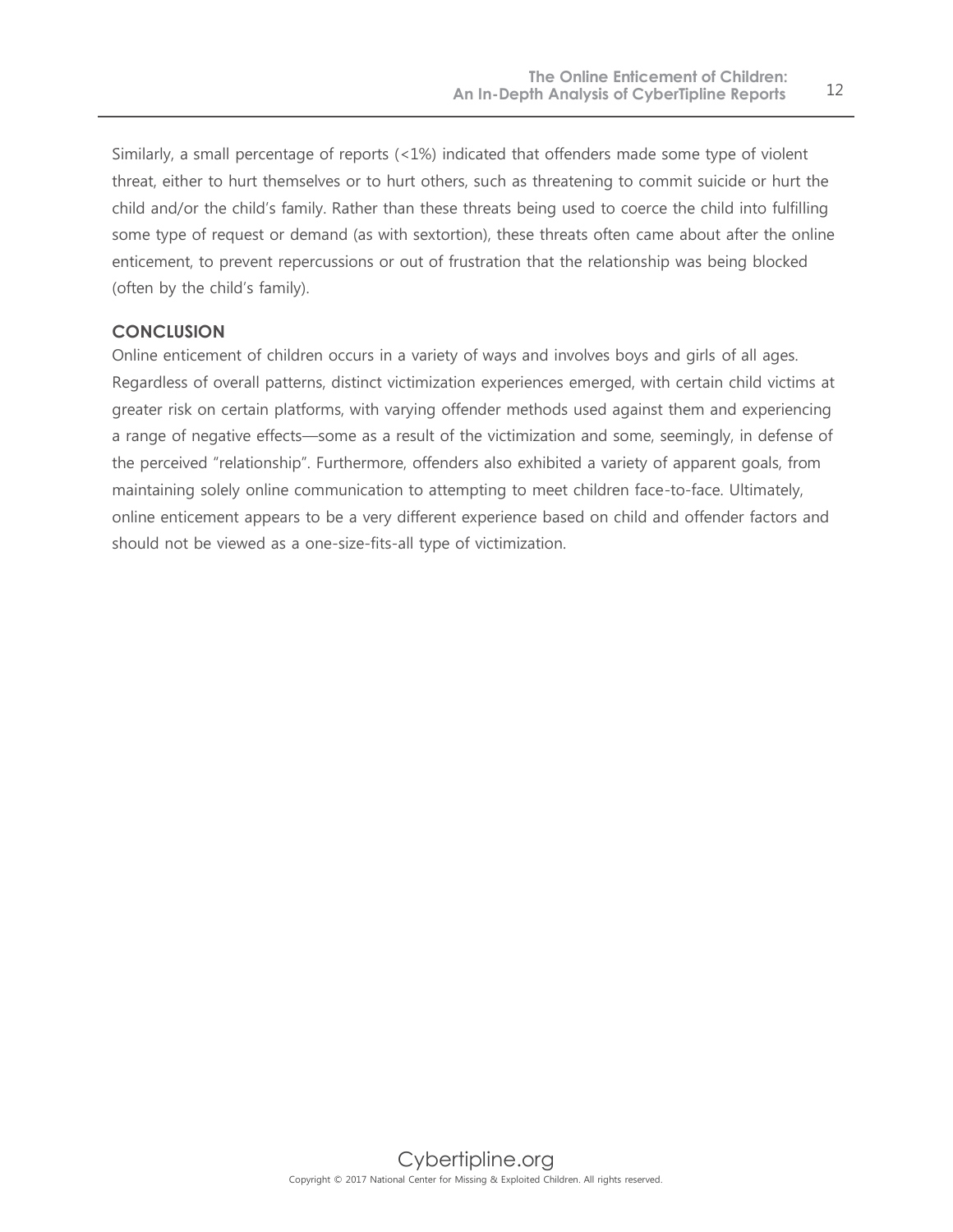Similarly, a small percentage of reports (<1%) indicated that offenders made some type of violent threat, either to hurt themselves or to hurt others, such as threatening to commit suicide or hurt the child and/or the child's family. Rather than these threats being used to coerce the child into fulfilling some type of request or demand (as with sextortion), these threats often came about after the online enticement, to prevent repercussions or out of frustration that the relationship was being blocked (often by the child's family).

## CONCLUSION

Online enticement of children occurs in a variety of ways and involves boys and girls of all ages. Regardless of overall patterns, distinct victimization experiences emerged, with certain child victims at greater risk on certain platforms, with varying offender methods used against them and experiencing a range of negative effects—some as a result of the victimization and some, seemingly, in defense of the perceived "relationship". Furthermore, offenders also exhibited a variety of apparent goals, from maintaining solely online communication to attempting to meet children face-to-face. Ultimately, online enticement appears to be a very different experience based on child and offender factors and should not be viewed as a one-size-fits-all type of victimization.